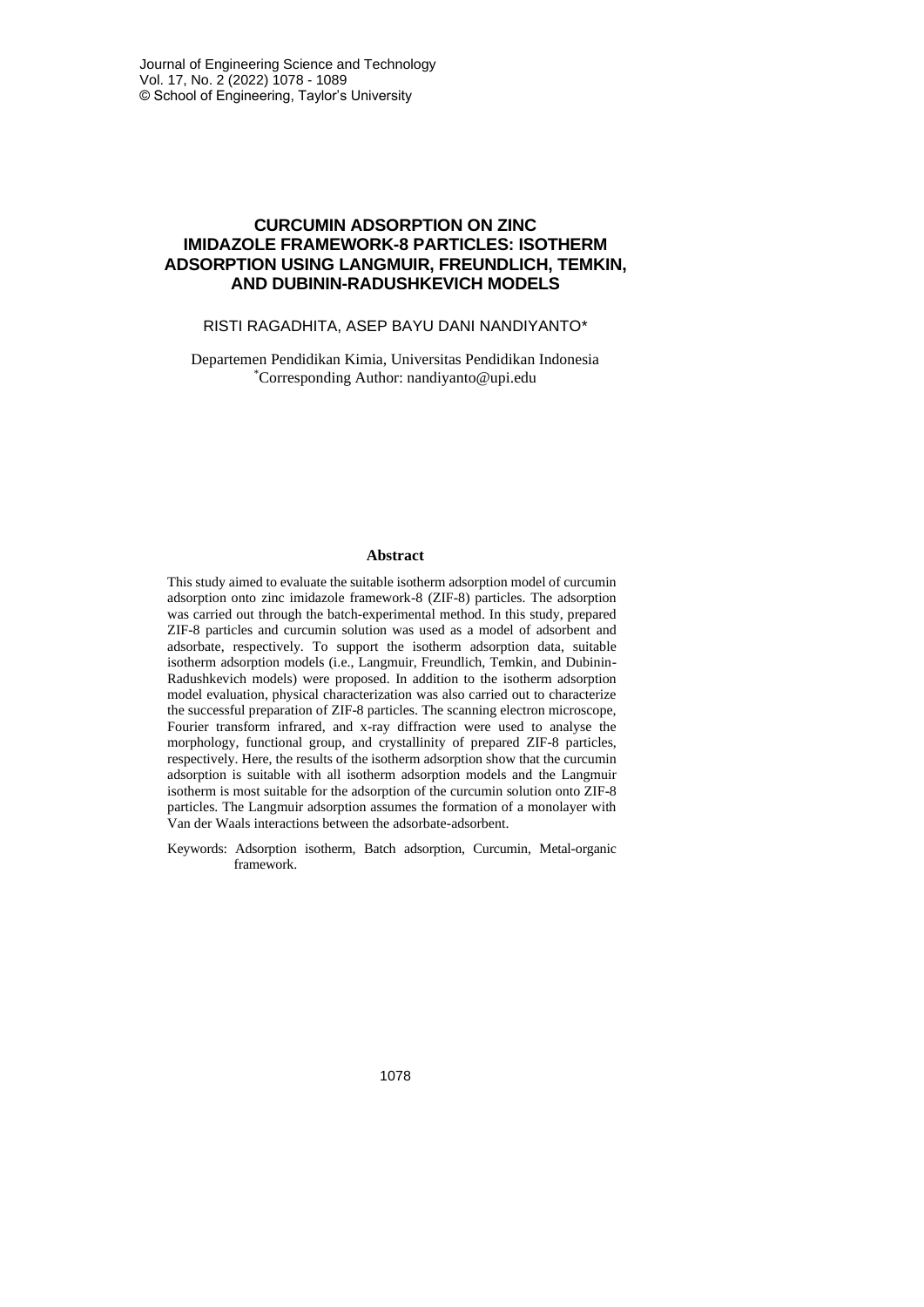# CURCUMIN ADSORPTION ON ZINC IMIDAZOLE FRAMEWORK-8 PARTICLES: ISOTHERM ADSORPTION USING LANGMUIR, FREUNDLICH, TEMKIN, AND DUBININ-RADUSHKEVICH MODELS

RISTI RAGADHITA, ASEP BAYU DANI NANDIYANTO*

Departemen Pendidikan Kimia, Universitas Pendidikan Indonesia
*Corresponding Author: nandiyanto@upi.edu

## Abstract

This study aimed to evaluate the suitable isotherm adsorption model of curcumin adsorption onto zinc imidazole framework-8 (ZIF-8) particles. The adsorption was carried out through the batch-experimental method. In this study, prepared ZIF-8 particles and curcumin solution was used as a model of adsorbent and adsorbate, respectively. To support the isotherm adsorption data, suitable isotherm adsorption models (i.e., Langmuir, Freundlich, Temkin, and Dubinin-Radushkevich models) were proposed. In addition to the isotherm adsorption model evaluation, physical characterization was also carried out to characterize the successful preparation of ZIF-8 particles. The scanning electron microscope, Fourier transform infrared, and x-ray diffraction were used to analyse the morphology, functional group, and crystallinity of prepared ZIF-8 particles, respectively. Here, the results of the isotherm adsorption show that the curcumin adsorption is suitable with all isotherm adsorption models and the Langmuir isotherm is most suitable for the adsorption of the curcumin solution onto ZIF-8 particles. The Langmuir adsorption assumes the formation of a monolayer with Van der Waals interactions between the adsorbate-adsorbent.

Keywords: Adsorption isotherm, Batch adsorption, Curcumin, Metal-organic framework.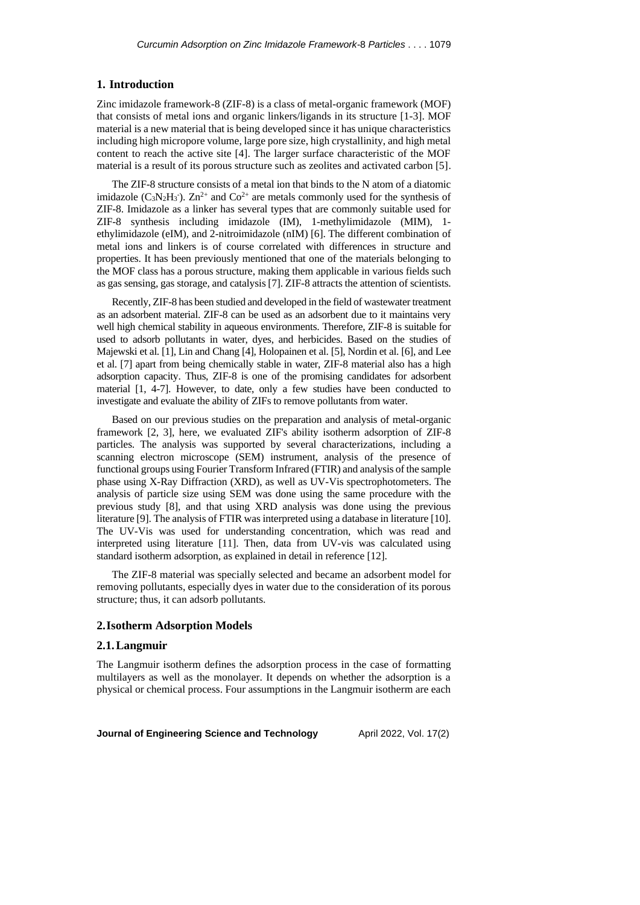## 1. Introduction

Zinc imidazole framework-8 (ZIF-8) is a class of metal-organic framework (MOF) that consists of metal ions and organic linkers/ligands in its structure [1-3]. MOF material is a new material that is being developed since it has unique characteristics including high micropore volume, large pore size, high crystallinity, and high metal content to reach the active site [4]. The larger surface characteristic of the MOF material is a result of its porous structure such as zeolites and activated carbon [5].

The ZIF-8 structure consists of a metal ion that binds to the N atom of a diatomic imidazole ($C_3N_2H_3^-$). $Zn^{2+}$ and $Co^{2+}$ are metals commonly used for the synthesis of ZIF-8. Imidazole as a linker has several types that are commonly suitable used for ZIF-8 synthesis including imidazole (IM), 1-methylimidazole (MIM), 1-ethylimidazole (eIM), and 2-nitroimidazole (nIM) [6]. The different combination of metal ions and linkers is of course correlated with differences in structure and properties. It has been previously mentioned that one of the materials belonging to the MOF class has a porous structure, making them applicable in various fields such as gas sensing, gas storage, and catalysis [7]. ZIF-8 attracts the attention of scientists.

Recently, ZIF-8 has been studied and developed in the field of wastewater treatment as an adsorbent material. ZIF-8 can be used as an adsorbent due to it maintains very well high chemical stability in aqueous environments. Therefore, ZIF-8 is suitable for used to adsorb pollutants in water, dyes, and herbicides. Based on the studies of Majewski et al. [1], Lin and Chang [4], Holopainen et al. [5], Nordin et al. [6], and Lee et al. [7] apart from being chemically stable in water, ZIF-8 material also has a high adsorption capacity. Thus, ZIF-8 is one of the promising candidates for adsorbent material [1, 4-7]. However, to date, only a few studies have been conducted to investigate and evaluate the ability of ZIFs to remove pollutants from water.

Based on our previous studies on the preparation and analysis of metal-organic framework [2, 3], here, we evaluated ZIF's ability isotherm adsorption of ZIF-8 particles. The analysis was supported by several characterizations, including a scanning electron microscope (SEM) instrument, analysis of the presence of functional groups using Fourier Transform Infrared (FTIR) and analysis of the sample phase using X-Ray Diffraction (XRD), as well as UV-Vis spectrophotometers. The analysis of particle size using SEM was done using the same procedure with the previous study [8], and that using XRD analysis was done using the previous literature [9]. The analysis of FTIR was interpreted using a database in literature [10]. The UV-Vis was used for understanding concentration, which was read and interpreted using literature [11]. Then, data from UV-vis was calculated using standard isotherm adsorption, as explained in detail in reference [12].

The ZIF-8 material was specially selected and became an adsorbent model for removing pollutants, especially dyes in water due to the consideration of its porous structure; thus, it can adsorb pollutants.

## 2. Isotherm Adsorption Models

### 2.1. Langmuir

The Langmuir isotherm defines the adsorption process in the case of formatting multilayers as well as the monolayer. It depends on whether the adsorption is a physical or chemical process. Four assumptions in the Langmuir isotherm are each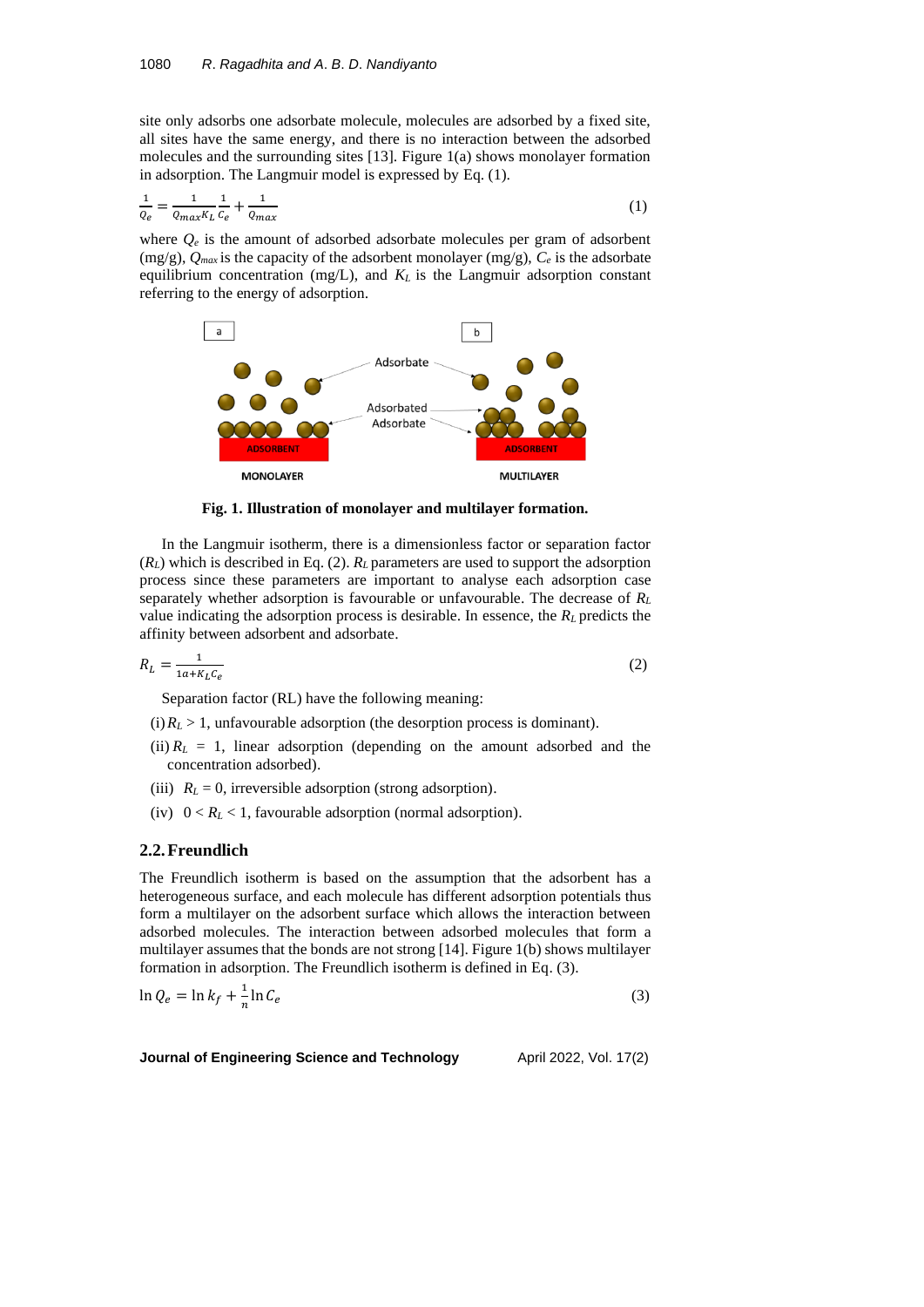site only adsorbs one adsorbate molecule, molecules are adsorbed by a fixed site, all sites have the same energy, and there is no interaction between the adsorbed molecules and the surrounding sites [13]. Figure 1(a) shows monolayer formation in adsorption. The Langmuir model is expressed by Eq. (1).

$$\frac{1}{Q_e} = \frac{1}{Q_{max}K_L}\frac{1}{C_e} + \frac{1}{Q_{max}} \tag{1}$$

where $Q_e$ is the amount of adsorbed adsorbate molecules per gram of adsorbent (mg/g), $Q_{max}$ is the capacity of the adsorbent monolayer (mg/g), $C_e$ is the adsorbate equilibrium concentration (mg/L), and $K_L$ is the Langmuir adsorption constant referring to the energy of adsorption.

**Fig. 1. Illustration of monolayer and multilayer formation.**

In the Langmuir isotherm, there is a dimensionless factor or separation factor ($R_L$) which is described in Eq. (2). $R_L$ parameters are used to support the adsorption process since these parameters are important to analyse each adsorption case separately whether adsorption is favourable or unfavourable. The decrease of $R_L$ value indicating the adsorption process is desirable. In essence, the $R_L$ predicts the affinity between adsorbent and adsorbate.

$$R_L = \frac{1}{1a + K_L C_e} \tag{2}$$

Separation factor (RL) have the following meaning:

(i) $R_L > 1$, unfavourable adsorption (the desorption process is dominant).

(ii) $R_L = 1$, linear adsorption (depending on the amount adsorbed and the concentration adsorbed).

(iii) $R_L = 0$, irreversible adsorption (strong adsorption).

(iv) $0 < R_L < 1$, favourable adsorption (normal adsorption).

### 2.2. Freundlich

The Freundlich isotherm is based on the assumption that the adsorbent has a heterogeneous surface, and each molecule has different adsorption potentials thus form a multilayer on the adsorbent surface which allows the interaction between adsorbed molecules. The interaction between adsorbed molecules that form a multilayer assumes that the bonds are not strong [14]. Figure 1(b) shows multilayer formation in adsorption. The Freundlich isotherm is defined in Eq. (3).

$$\ln Q_e = \ln k_f + \frac{1}{n}\ln C_e \tag{3}$$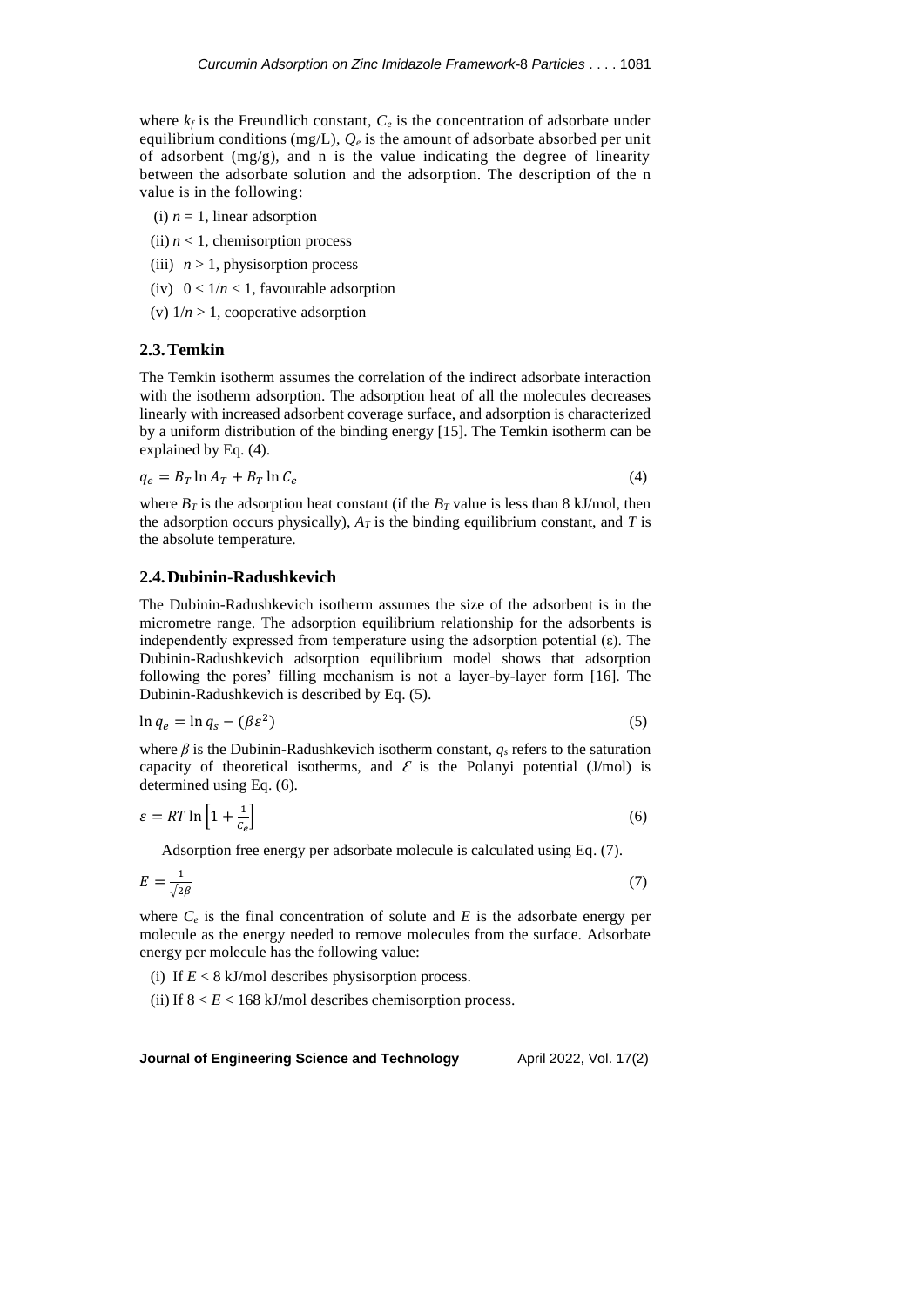where $k_f$ is the Freundlich constant, $C_e$ is the concentration of adsorbate under equilibrium conditions (mg/L), $Q_e$ is the amount of adsorbate absorbed per unit of adsorbent (mg/g), and n is the value indicating the degree of linearity between the adsorbate solution and the adsorption. The description of the n value is in the following:

(i) $n = 1$, linear adsorption

(ii) $n < 1$, chemisorption process

(iii) $n > 1$, physisorption process

(iv) $0 < 1/n < 1$, favourable adsorption

(v) $1/n > 1$, cooperative adsorption

## 2.3. Temkin

The Temkin isotherm assumes the correlation of the indirect adsorbate interaction with the isotherm adsorption. The adsorption heat of all the molecules decreases linearly with increased adsorbent coverage surface, and adsorption is characterized by a uniform distribution of the binding energy [15]. The Temkin isotherm can be explained by Eq. (4).

$$q_e = B_T \ln A_T + B_T \ln C_e \tag{4}$$

where $B_T$ is the adsorption heat constant (if the $B_T$ value is less than 8 kJ/mol, then the adsorption occurs physically), $A_T$ is the binding equilibrium constant, and $T$ is the absolute temperature.

## 2.4. Dubinin-Radushkevich

The Dubinin-Radushkevich isotherm assumes the size of the adsorbent is in the micrometre range. The adsorption equilibrium relationship for the adsorbents is independently expressed from temperature using the adsorption potential ($\varepsilon$). The Dubinin-Radushkevich adsorption equilibrium model shows that adsorption following the pores' filling mechanism is not a layer-by-layer form [16]. The Dubinin-Radushkevich is described by Eq. (5).

$$\ln q_e = \ln q_s - (\beta \varepsilon^2) \tag{5}$$

where $\beta$ is the Dubinin-Radushkevich isotherm constant, $q_s$ refers to the saturation capacity of theoretical isotherms, and $\mathcal{E}$ is the Polanyi potential (J/mol) is determined using Eq. (6).

$$\varepsilon = RT \ln \left[1 + \frac{1}{C_e}\right] \tag{6}$$

Adsorption free energy per adsorbate molecule is calculated using Eq. (7).

$$E = \frac{1}{\sqrt{2\beta}} \tag{7}$$

where $C_e$ is the final concentration of solute and $E$ is the adsorbate energy per molecule as the energy needed to remove molecules from the surface. Adsorbate energy per molecule has the following value:

(i) If $E < 8$ kJ/mol describes physisorption process.

(ii) If $8 < E < 168$ kJ/mol describes chemisorption process.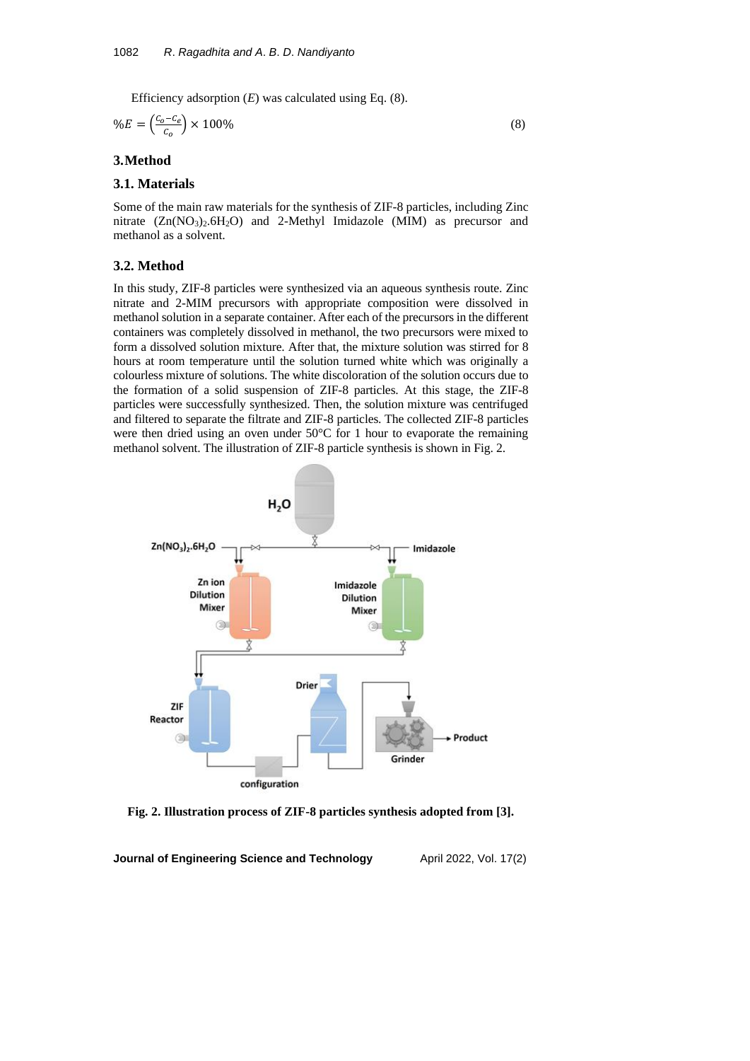Efficiency adsorption ($E$) was calculated using Eq. (8).

$$\%E = \left(\frac{C_o - C_e}{C_o}\right) \times 100\% \quad (8)$$

## 3. Method

### 3.1. Materials

Some of the main raw materials for the synthesis of ZIF-8 particles, including Zinc nitrate ($Zn(NO_3)_2.6H_2O$) and 2-Methyl Imidazole (MIM) as precursor and methanol as a solvent.

### 3.2. Method

In this study, ZIF-8 particles were synthesized via an aqueous synthesis route. Zinc nitrate and 2-MIM precursors with appropriate composition were dissolved in methanol solution in a separate container. After each of the precursors in the different containers was completely dissolved in methanol, the two precursors were mixed to form a dissolved solution mixture. After that, the mixture solution was stirred for 8 hours at room temperature until the solution turned white which was originally a colourless mixture of solutions. The white discoloration of the solution occurs due to the formation of a solid suspension of ZIF-8 particles. At this stage, the ZIF-8 particles were successfully synthesized. Then, the solution mixture was centrifuged and filtered to separate the filtrate and ZIF-8 particles. The collected ZIF-8 particles were then dried using an oven under 50°C for 1 hour to evaporate the remaining methanol solvent. The illustration of ZIF-8 particle synthesis is shown in Fig. 2.

**Fig. 2. Illustration process of ZIF-8 particles synthesis adopted from [3].**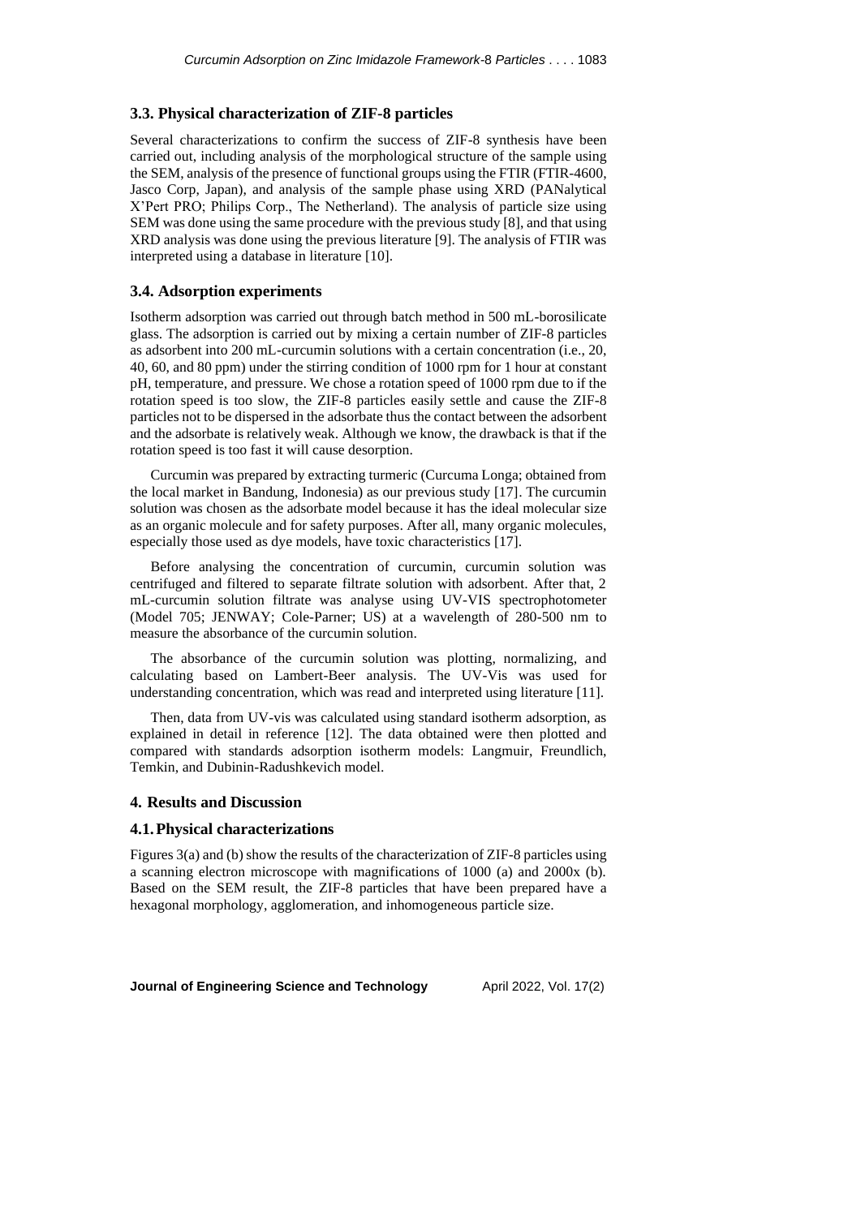### 3.3. Physical characterization of ZIF-8 particles

Several characterizations to confirm the success of ZIF-8 synthesis have been carried out, including analysis of the morphological structure of the sample using the SEM, analysis of the presence of functional groups using the FTIR (FTIR-4600, Jasco Corp, Japan), and analysis of the sample phase using XRD (PANalytical X'Pert PRO; Philips Corp., The Netherland). The analysis of particle size using SEM was done using the same procedure with the previous study [8], and that using XRD analysis was done using the previous literature [9]. The analysis of FTIR was interpreted using a database in literature [10].

### 3.4. Adsorption experiments

Isotherm adsorption was carried out through batch method in 500 mL-borosilicate glass. The adsorption is carried out by mixing a certain number of ZIF-8 particles as adsorbent into 200 mL-curcumin solutions with a certain concentration (i.e., 20, 40, 60, and 80 ppm) under the stirring condition of 1000 rpm for 1 hour at constant pH, temperature, and pressure. We chose a rotation speed of 1000 rpm due to if the rotation speed is too slow, the ZIF-8 particles easily settle and cause the ZIF-8 particles not to be dispersed in the adsorbate thus the contact between the adsorbent and the adsorbate is relatively weak. Although we know, the drawback is that if the rotation speed is too fast it will cause desorption.

Curcumin was prepared by extracting turmeric (Curcuma Longa; obtained from the local market in Bandung, Indonesia) as our previous study [17]. The curcumin solution was chosen as the adsorbate model because it has the ideal molecular size as an organic molecule and for safety purposes. After all, many organic molecules, especially those used as dye models, have toxic characteristics [17].

Before analysing the concentration of curcumin, curcumin solution was centrifuged and filtered to separate filtrate solution with adsorbent. After that, 2 mL-curcumin solution filtrate was analyse using UV-VIS spectrophotometer (Model 705; JENWAY; Cole-Parner; US) at a wavelength of 280-500 nm to measure the absorbance of the curcumin solution.

The absorbance of the curcumin solution was plotting, normalizing, and calculating based on Lambert-Beer analysis. The UV-Vis was used for understanding concentration, which was read and interpreted using literature [11].

Then, data from UV-vis was calculated using standard isotherm adsorption, as explained in detail in reference [12]. The data obtained were then plotted and compared with standards adsorption isotherm models: Langmuir, Freundlich, Temkin, and Dubinin-Radushkevich model.

## 4. Results and Discussion

### 4.1. Physical characterizations

Figures 3(a) and (b) show the results of the characterization of ZIF-8 particles using a scanning electron microscope with magnifications of 1000 (a) and 2000x (b). Based on the SEM result, the ZIF-8 particles that have been prepared have a hexagonal morphology, agglomeration, and inhomogeneous particle size.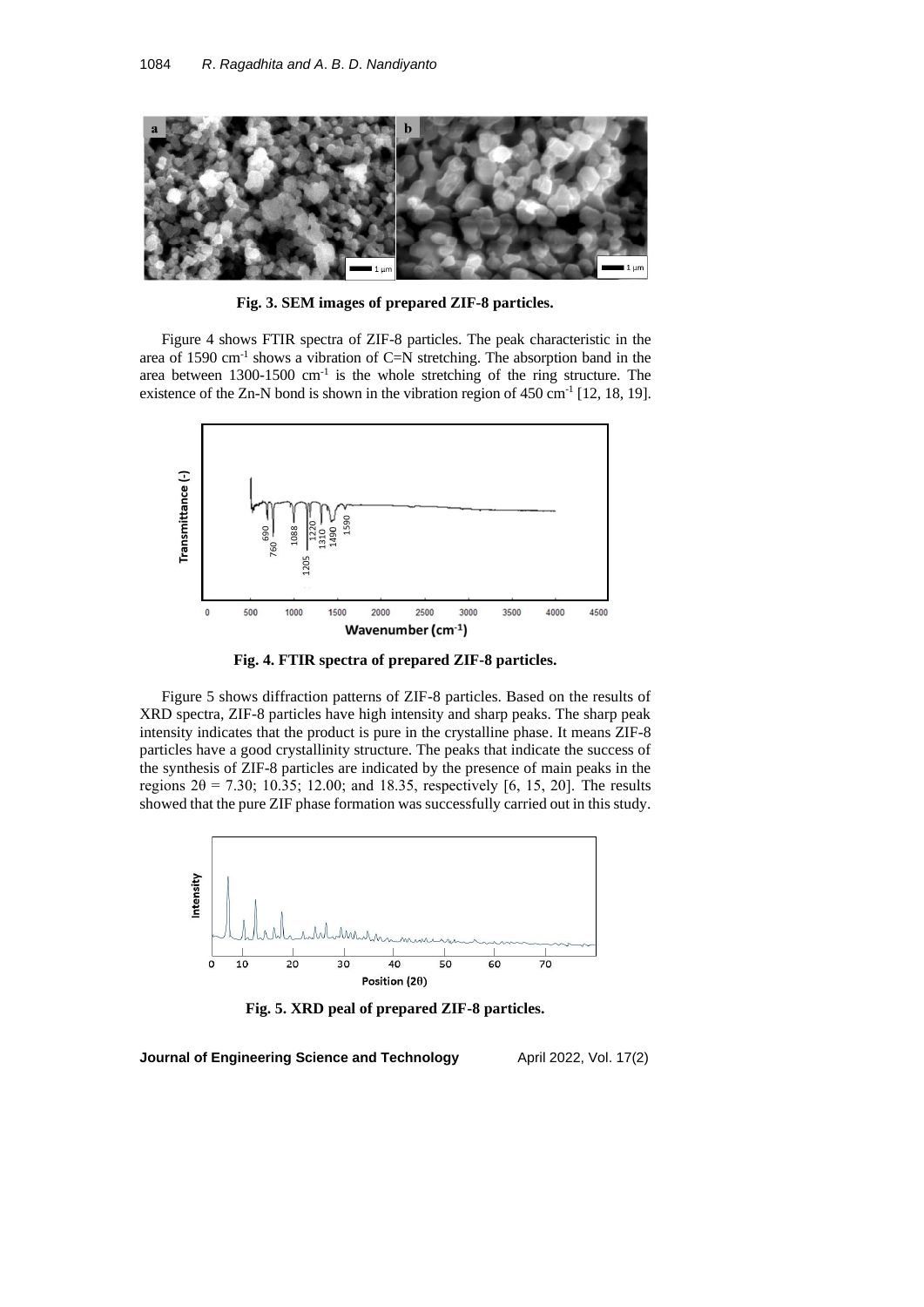**Fig. 3. SEM images of prepared ZIF-8 particles.**

Figure 4 shows FTIR spectra of ZIF-8 particles. The peak characteristic in the area of 1590 $cm^{-1}$ shows a vibration of C=N stretching. The absorption band in the area between 1300-1500 $cm^{-1}$ is the whole stretching of the ring structure. The existence of the Zn-N bond is shown in the vibration region of 450 $cm^{-1}$ [12, 18, 19].

**Fig. 4. FTIR spectra of prepared ZIF-8 particles.**

Figure 5 shows diffraction patterns of ZIF-8 particles. Based on the results of XRD spectra, ZIF-8 particles have high intensity and sharp peaks. The sharp peak intensity indicates that the product is pure in the crystalline phase. It means ZIF-8 particles have a good crystallinity structure. The peaks that indicate the success of the synthesis of ZIF-8 particles are indicated by the presence of main peaks in the regions $2\theta$ = 7.30; 10.35; 12.00; and 18.35, respectively [6, 15, 20]. The results showed that the pure ZIF phase formation was successfully carried out in this study.

**Fig. 5. XRD peal of prepared ZIF-8 particles.**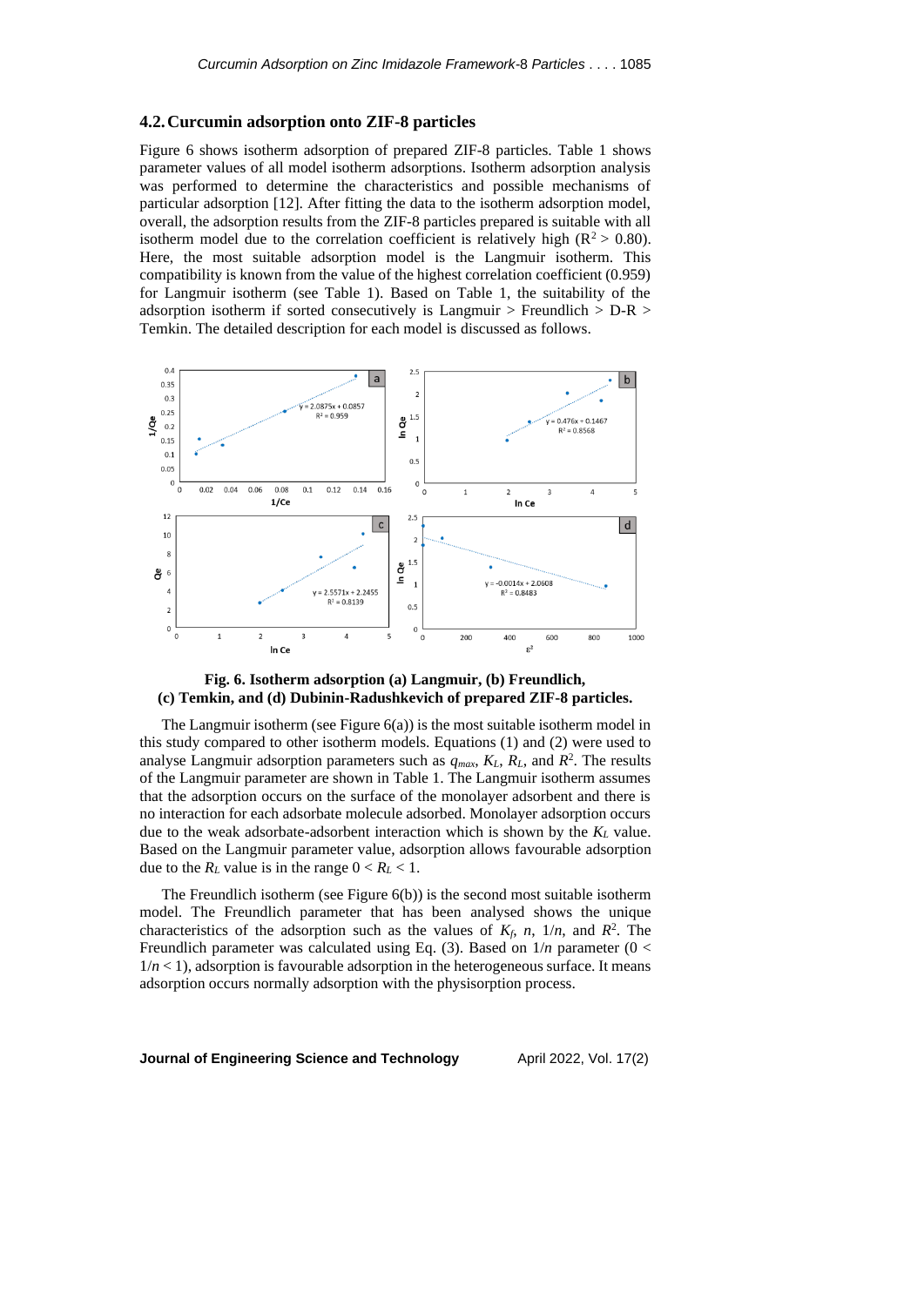## 4.2. Curcumin adsorption onto ZIF-8 particles

Figure 6 shows isotherm adsorption of prepared ZIF-8 particles. Table 1 shows parameter values of all model isotherm adsorptions. Isotherm adsorption analysis was performed to determine the characteristics and possible mechanisms of particular adsorption [12]. After fitting the data to the isotherm adsorption model, overall, the adsorption results from the ZIF-8 particles prepared is suitable with all isotherm model due to the correlation coefficient is relatively high ($R^2 > 0.80$). Here, the most suitable adsorption model is the Langmuir isotherm. This compatibility is known from the value of the highest correlation coefficient (0.959) for Langmuir isotherm (see Table 1). Based on Table 1, the suitability of the adsorption isotherm if sorted consecutively is Langmuir > Freundlich > D-R > Temkin. The detailed description for each model is discussed as follows.

**Fig. 6. Isotherm adsorption (a) Langmuir, (b) Freundlich, (c) Temkin, and (d) Dubinin-Radushkevich of prepared ZIF-8 particles.**

The Langmuir isotherm (see Figure 6(a)) is the most suitable isotherm model in this study compared to other isotherm models. Equations (1) and (2) were used to analyse Langmuir adsorption parameters such as $q_{max}$, $K_L$, $R_L$, and $R^2$. The results of the Langmuir parameter are shown in Table 1. The Langmuir isotherm assumes that the adsorption occurs on the surface of the monolayer adsorbent and there is no interaction for each adsorbate molecule adsorbed. Monolayer adsorption occurs due to the weak adsorbate-adsorbent interaction which is shown by the $K_L$ value. Based on the Langmuir parameter value, adsorption allows favourable adsorption due to the $R_L$ value is in the range $0 < R_L < 1$.

The Freundlich isotherm (see Figure 6(b)) is the second most suitable isotherm model. The Freundlich parameter that has been analysed shows the unique characteristics of the adsorption such as the values of $K_f$, $n$, $1/n$, and $R^2$. The Freundlich parameter was calculated using Eq. (3). Based on $1/n$ parameter ($0 < 1/n < 1$), adsorption is favourable adsorption in the heterogeneous surface. It means adsorption occurs normally adsorption with the physisorption process.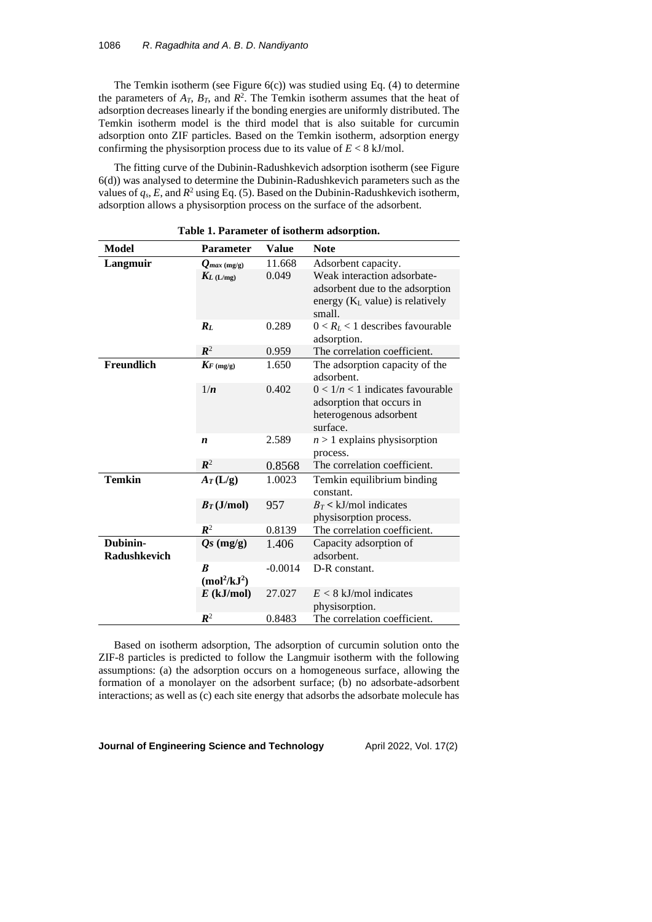The Temkin isotherm (see Figure 6(c)) was studied using Eq. (4) to determine the parameters of $A_T$, $B_T$, and $R^2$. The Temkin isotherm assumes that the heat of adsorption decreases linearly if the bonding energies are uniformly distributed. The Temkin isotherm model is the third model that is also suitable for curcumin adsorption onto ZIF particles. Based on the Temkin isotherm, adsorption energy confirming the physisorption process due to its value of $E < 8$ kJ/mol.

The fitting curve of the Dubinin-Radushkevich adsorption isotherm (see Figure 6(d)) was analysed to determine the Dubinin-Radushkevich parameters such as the values of $q_s$, $E$, and $R^2$ using Eq. (5). Based on the Dubinin-Radushkevich isotherm, adsorption allows a physisorption process on the surface of the adsorbent.

**Table 1. Parameter of isotherm adsorption.**

| Model | Parameter | Value | Note |
|---|---|---|---|
| **Langmuir** | $Q_{max}$ (mg/g) | 11.668 | Adsorbent capacity. |
| | $K_L$ (L/mg) | 0.049 | Weak interaction adsorbate-adsorbent due to the adsorption energy ($K_L$ value) is relatively small. |
| | $R_L$ | 0.289 | $0 < R_L < 1$ describes favourable adsorption. |
| | $R^2$ | 0.959 | The correlation coefficient. |
| **Freundlich** | $K_F$ (mg/g) | 1.650 | The adsorption capacity of the adsorbent. |
| | $1/n$ | 0.402 | $0 < 1/n < 1$ indicates favourable adsorption that occurs in heterogenous adsorbent surface. |
| | $n$ | 2.589 | $n > 1$ explains physisorption process. |
| | $R^2$ | 0.8568 | The correlation coefficient. |
| **Temkin** | $A_T$ (L/g) | 1.0023 | Temkin equilibrium binding constant. |
| | $B_T$ (J/mol) | 957 | $B_T <$ kJ/mol indicates physisorption process. |
| | $R^2$ | 0.8139 | The correlation coefficient. |
| **Dubinin-Radushkevich** | $Qs$ (mg/g) | 1.406 | Capacity adsorption of adsorbent. |
| | $B$ (mol$^2$/kJ$^2$) | -0.0014 | D-R constant. |
| | $E$ (kJ/mol) | 27.027 | $E < 8$ kJ/mol indicates physisorption. |
| | $R^2$ | 0.8483 | The correlation coefficient. |

Based on isotherm adsorption, The adsorption of curcumin solution onto the ZIF-8 particles is predicted to follow the Langmuir isotherm with the following assumptions: (a) the adsorption occurs on a homogeneous surface, allowing the formation of a monolayer on the adsorbent surface; (b) no adsorbate-adsorbent interactions; as well as (c) each site energy that adsorbs the adsorbate molecule has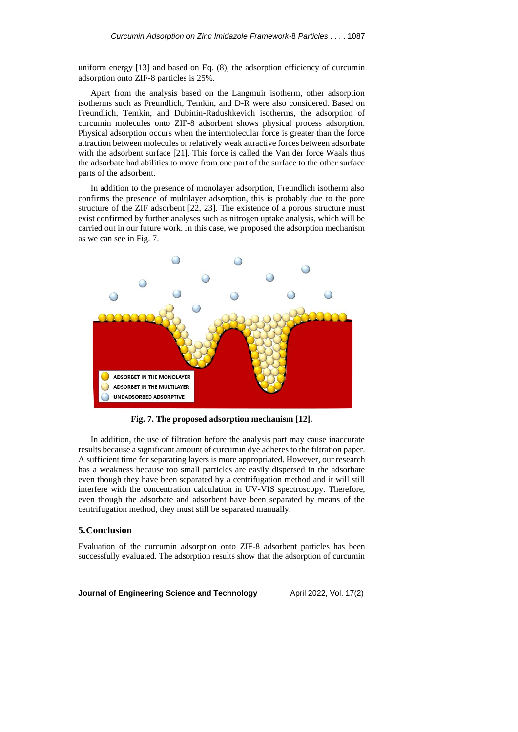uniform energy [13] and based on Eq. (8), the adsorption efficiency of curcumin adsorption onto ZIF-8 particles is 25%.

Apart from the analysis based on the Langmuir isotherm, other adsorption isotherms such as Freundlich, Temkin, and D-R were also considered. Based on Freundlich, Temkin, and Dubinin-Radushkevich isotherms, the adsorption of curcumin molecules onto ZIF-8 adsorbent shows physical process adsorption. Physical adsorption occurs when the intermolecular force is greater than the force attraction between molecules or relatively weak attractive forces between adsorbate with the adsorbent surface [21]. This force is called the Van der force Waals thus the adsorbate had abilities to move from one part of the surface to the other surface parts of the adsorbent.

In addition to the presence of monolayer adsorption, Freundlich isotherm also confirms the presence of multilayer adsorption, this is probably due to the pore structure of the ZIF adsorbent [22, 23]. The existence of a porous structure must exist confirmed by further analyses such as nitrogen uptake analysis, which will be carried out in our future work. In this case, we proposed the adsorption mechanism as we can see in Fig. 7.

**Fig. 7. The proposed adsorption mechanism [12].**

In addition, the use of filtration before the analysis part may cause inaccurate results because a significant amount of curcumin dye adheres to the filtration paper. A sufficient time for separating layers is more appropriated. However, our research has a weakness because too small particles are easily dispersed in the adsorbate even though they have been separated by a centrifugation method and it will still interfere with the concentration calculation in UV-VIS spectroscopy. Therefore, even though the adsorbate and adsorbent have been separated by means of the centrifugation method, they must still be separated manually.

## 5. Conclusion

Evaluation of the curcumin adsorption onto ZIF-8 adsorbent particles has been successfully evaluated. The adsorption results show that the adsorption of curcumin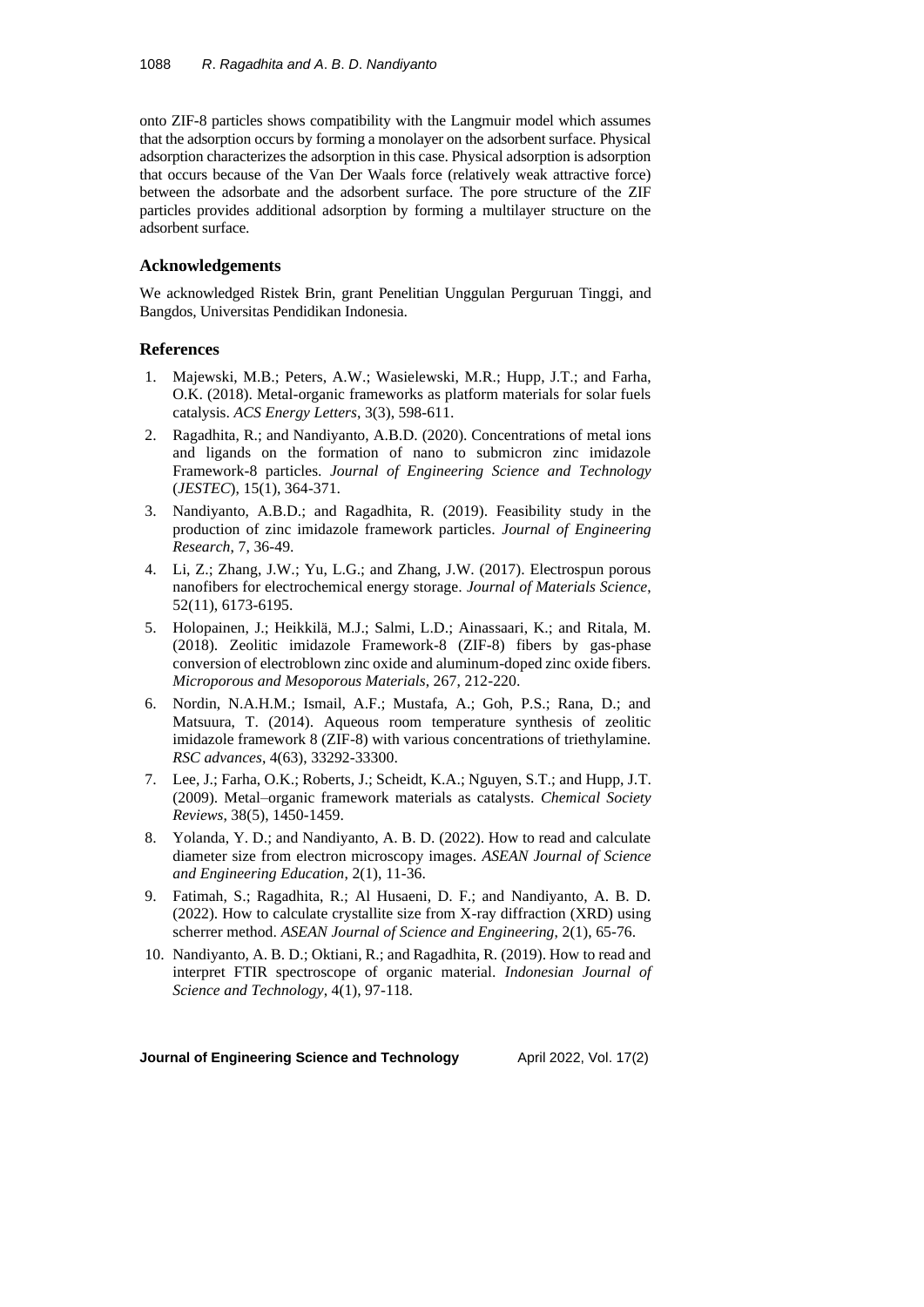onto ZIF-8 particles shows compatibility with the Langmuir model which assumes that the adsorption occurs by forming a monolayer on the adsorbent surface. Physical adsorption characterizes the adsorption in this case. Physical adsorption is adsorption that occurs because of the Van Der Waals force (relatively weak attractive force) between the adsorbate and the adsorbent surface. The pore structure of the ZIF particles provides additional adsorption by forming a multilayer structure on the adsorbent surface.

## Acknowledgements

We acknowledged Ristek Brin, grant Penelitian Unggulan Perguruan Tinggi, and Bangdos, Universitas Pendidikan Indonesia.

## References

1. Majewski, M.B.; Peters, A.W.; Wasielewski, M.R.; Hupp, J.T.; and Farha, O.K. (2018). Metal-organic frameworks as platform materials for solar fuels catalysis. *ACS Energy Letters*, 3(3), 598-611.
2. Ragadhita, R.; and Nandiyanto, A.B.D. (2020). Concentrations of metal ions and ligands on the formation of nano to submicron zinc imidazole Framework-8 particles. *Journal of Engineering Science and Technology* (*JESTEC*), 15(1), 364-371.
3. Nandiyanto, A.B.D.; and Ragadhita, R. (2019). Feasibility study in the production of zinc imidazole framework particles. *Journal of Engineering Research*, 7, 36-49.
4. Li, Z.; Zhang, J.W.; Yu, L.G.; and Zhang, J.W. (2017). Electrospun porous nanofibers for electrochemical energy storage. *Journal of Materials Science*, 52(11), 6173-6195.
5. Holopainen, J.; Heikkilä, M.J.; Salmi, L.D.; Ainassaari, K.; and Ritala, M. (2018). Zeolitic imidazole Framework-8 (ZIF-8) fibers by gas-phase conversion of electroblown zinc oxide and aluminum-doped zinc oxide fibers. *Microporous and Mesoporous Materials*, 267, 212-220.
6. Nordin, N.A.H.M.; Ismail, A.F.; Mustafa, A.; Goh, P.S.; Rana, D.; and Matsuura, T. (2014). Aqueous room temperature synthesis of zeolitic imidazole framework 8 (ZIF-8) with various concentrations of triethylamine. *RSC advances*, 4(63), 33292-33300.
7. Lee, J.; Farha, O.K.; Roberts, J.; Scheidt, K.A.; Nguyen, S.T.; and Hupp, J.T. (2009). Metal–organic framework materials as catalysts. *Chemical Society Reviews*, 38(5), 1450-1459.
8. Yolanda, Y. D.; and Nandiyanto, A. B. D. (2022). How to read and calculate diameter size from electron microscopy images. *ASEAN Journal of Science and Engineering Education*, 2(1), 11-36.
9. Fatimah, S.; Ragadhita, R.; Al Husaeni, D. F.; and Nandiyanto, A. B. D. (2022). How to calculate crystallite size from X-ray diffraction (XRD) using scherrer method. *ASEAN Journal of Science and Engineering*, 2(1), 65-76.
10. Nandiyanto, A. B. D.; Oktiani, R.; and Ragadhita, R. (2019). How to read and interpret FTIR spectroscope of organic material. *Indonesian Journal of Science and Technology*, 4(1), 97-118.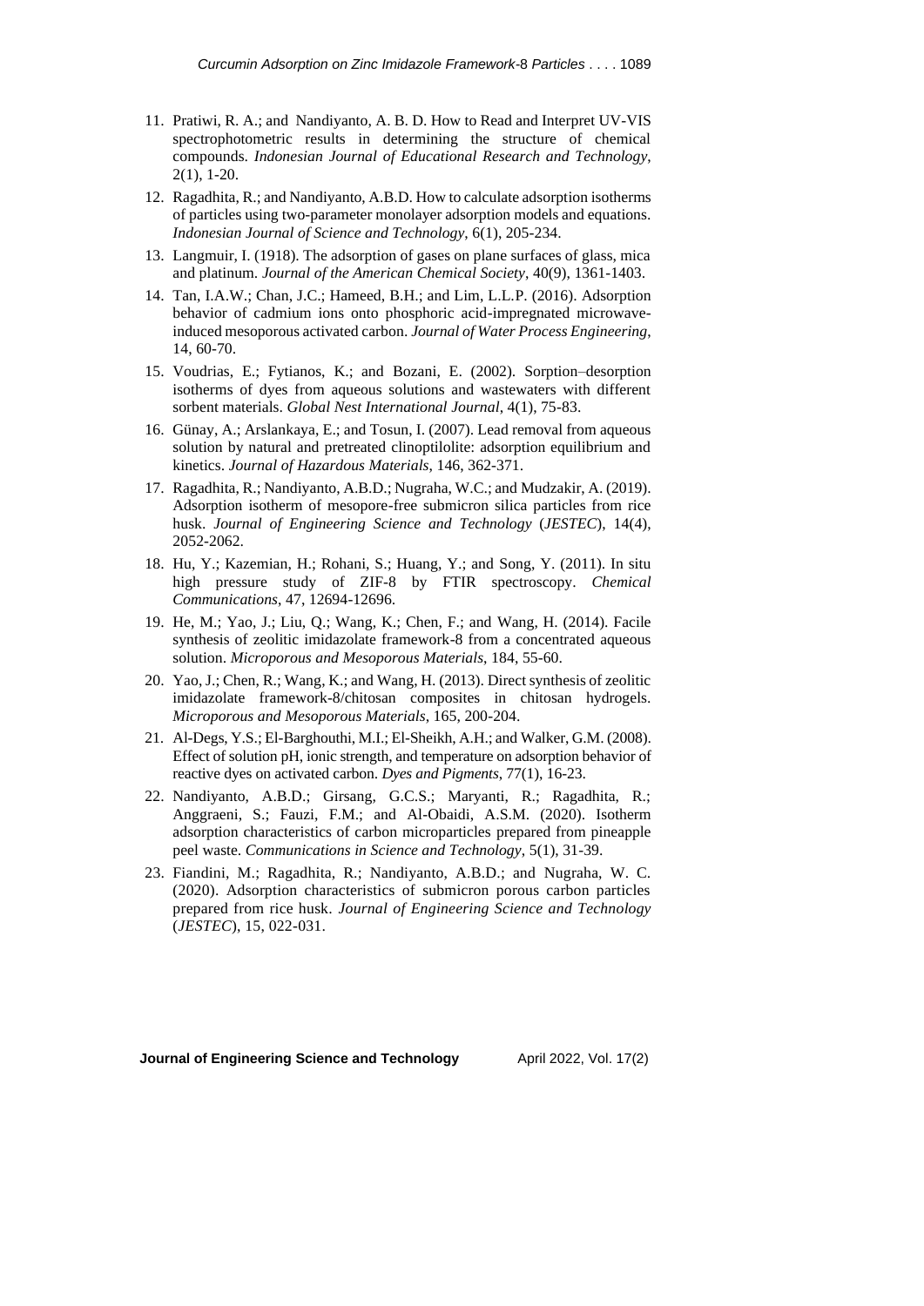11. Pratiwi, R. A.; and Nandiyanto, A. B. D. How to Read and Interpret UV-VIS spectrophotometric results in determining the structure of chemical compounds. *Indonesian Journal of Educational Research and Technology*, 2(1), 1-20.
12. Ragadhita, R.; and Nandiyanto, A.B.D. How to calculate adsorption isotherms of particles using two-parameter monolayer adsorption models and equations. *Indonesian Journal of Science and Technology*, 6(1), 205-234.
13. Langmuir, I. (1918). The adsorption of gases on plane surfaces of glass, mica and platinum. *Journal of the American Chemical Society*, 40(9), 1361-1403.
14. Tan, I.A.W.; Chan, J.C.; Hameed, B.H.; and Lim, L.L.P. (2016). Adsorption behavior of cadmium ions onto phosphoric acid-impregnated microwave-induced mesoporous activated carbon. *Journal of Water Process Engineering*, 14, 60-70.
15. Voudrias, E.; Fytianos, K.; and Bozani, E. (2002). Sorption–desorption isotherms of dyes from aqueous solutions and wastewaters with different sorbent materials. *Global Nest International Journal*, 4(1), 75-83.
16. Günay, A.; Arslankaya, E.; and Tosun, I. (2007). Lead removal from aqueous solution by natural and pretreated clinoptilolite: adsorption equilibrium and kinetics. *Journal of Hazardous Materials*, 146, 362-371.
17. Ragadhita, R.; Nandiyanto, A.B.D.; Nugraha, W.C.; and Mudzakir, A. (2019). Adsorption isotherm of mesopore-free submicron silica particles from rice husk. *Journal of Engineering Science and Technology* (*JESTEC*), 14(4), 2052-2062.
18. Hu, Y.; Kazemian, H.; Rohani, S.; Huang, Y.; and Song, Y. (2011). In situ high pressure study of ZIF-8 by FTIR spectroscopy. *Chemical Communications*, 47, 12694-12696.
19. He, M.; Yao, J.; Liu, Q.; Wang, K.; Chen, F.; and Wang, H. (2014). Facile synthesis of zeolitic imidazolate framework-8 from a concentrated aqueous solution. *Microporous and Mesoporous Materials*, 184, 55-60.
20. Yao, J.; Chen, R.; Wang, K.; and Wang, H. (2013). Direct synthesis of zeolitic imidazolate framework-8/chitosan composites in chitosan hydrogels. *Microporous and Mesoporous Materials*, 165, 200-204.
21. Al-Degs, Y.S.; El-Barghouthi, M.I.; El-Sheikh, A.H.; and Walker, G.M. (2008). Effect of solution pH, ionic strength, and temperature on adsorption behavior of reactive dyes on activated carbon. *Dyes and Pigments*, 77(1), 16-23.
22. Nandiyanto, A.B.D.; Girsang, G.C.S.; Maryanti, R.; Ragadhita, R.; Anggraeni, S.; Fauzi, F.M.; and Al-Obaidi, A.S.M. (2020). Isotherm adsorption characteristics of carbon microparticles prepared from pineapple peel waste. *Communications in Science and Technology*, 5(1), 31-39.
23. Fiandini, M.; Ragadhita, R.; Nandiyanto, A.B.D.; and Nugraha, W. C. (2020). Adsorption characteristics of submicron porous carbon particles prepared from rice husk. *Journal of Engineering Science and Technology* (*JESTEC*), 15, 022-031.